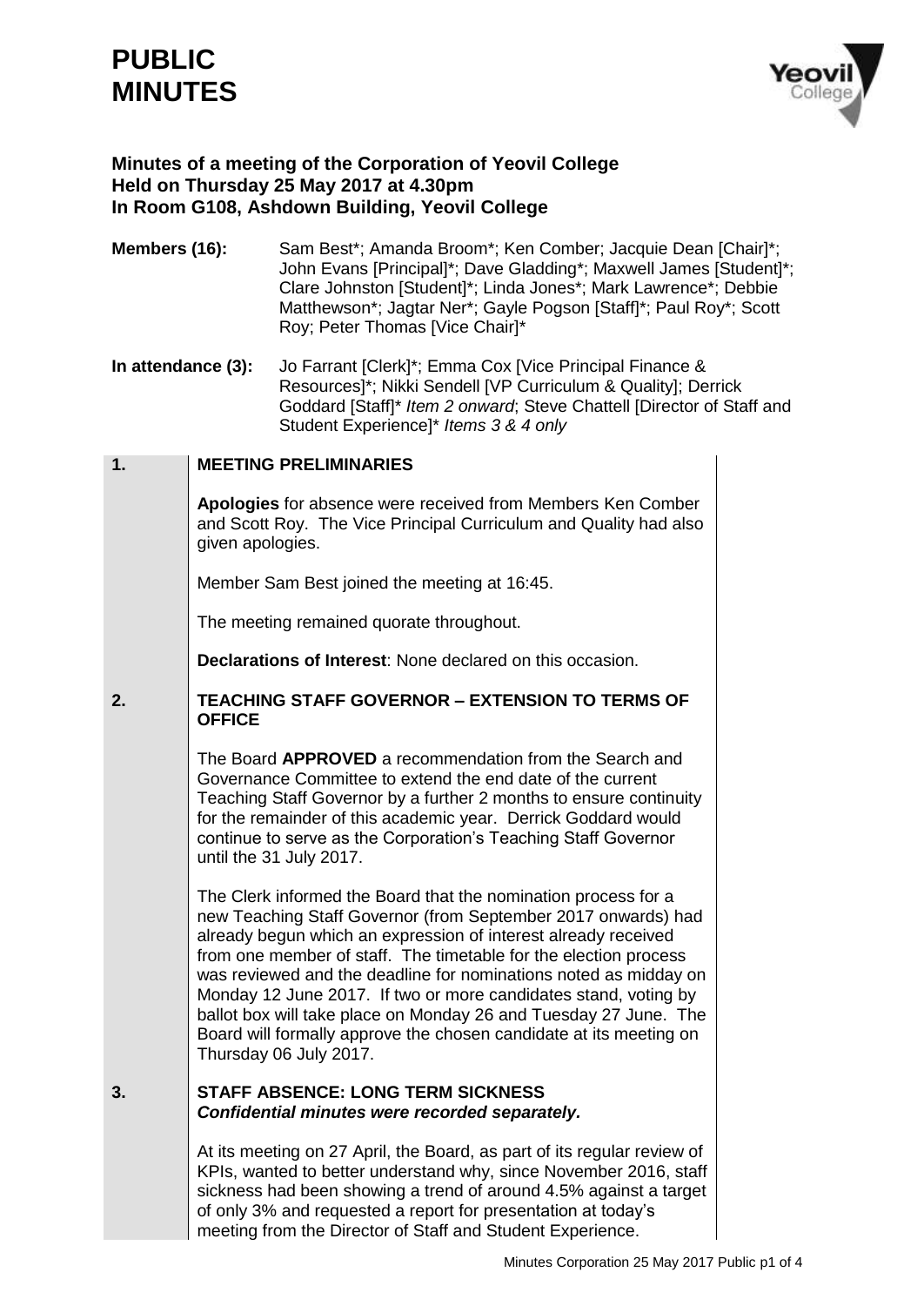# PUBLIC MINUTES

**Minutes of a meeting of the Corporation of Yeovil College**
**Held on Thursday 25 May 2017 at 4.30pm**
**In Room G108, Ashdown Building, Yeovil College**

**Members (16):** Sam Best*; Amanda Broom*; Ken Comber; Jacquie Dean [Chair]*; John Evans [Principal]*; Dave Gladding*; Maxwell James [Student]*; Clare Johnston [Student]*; Linda Jones*; Mark Lawrence*; Debbie Matthewson*; Jagtar Ner*; Gayle Pogson [Staff]*; Paul Roy*; Scott Roy; Peter Thomas [Vice Chair]*

**In attendance (3):** Jo Farrant [Clerk]*; Emma Cox [Vice Principal Finance & Resources]*; Nikki Sendell [VP Curriculum & Quality]; Derrick Goddard [Staff]* *Item 2 onward*; Steve Chattell [Director of Staff and Student Experience]* *Items 3 & 4 only*

## 1. MEETING PRELIMINARIES

**Apologies** for absence were received from Members Ken Comber and Scott Roy. The Vice Principal Curriculum and Quality had also given apologies.

Member Sam Best joined the meeting at 16:45.

The meeting remained quorate throughout.

**Declarations of Interest**: None declared on this occasion.

## 2. TEACHING STAFF GOVERNOR – EXTENSION TO TERMS OF OFFICE

The Board **APPROVED** a recommendation from the Search and Governance Committee to extend the end date of the current Teaching Staff Governor by a further 2 months to ensure continuity for the remainder of this academic year. Derrick Goddard would continue to serve as the Corporation's Teaching Staff Governor until the 31 July 2017.

The Clerk informed the Board that the nomination process for a new Teaching Staff Governor (from September 2017 onwards) had already begun which an expression of interest already received from one member of staff. The timetable for the election process was reviewed and the deadline for nominations noted as midday on Monday 12 June 2017. If two or more candidates stand, voting by ballot box will take place on Monday 26 and Tuesday 27 June. The Board will formally approve the chosen candidate at its meeting on Thursday 06 July 2017.

## 3. STAFF ABSENCE: LONG TERM SICKNESS
***Confidential minutes were recorded separately.***

At its meeting on 27 April, the Board, as part of its regular review of KPIs, wanted to better understand why, since November 2016, staff sickness had been showing a trend of around 4.5% against a target of only 3% and requested a report for presentation at today's meeting from the Director of Staff and Student Experience.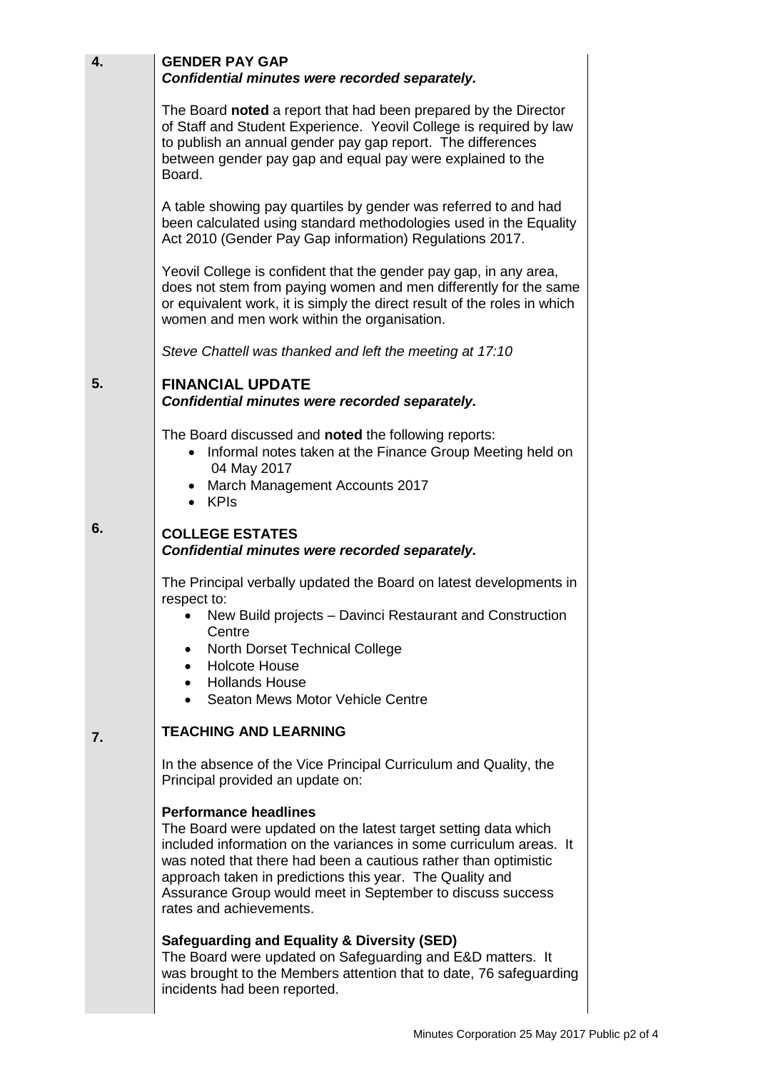**4. GENDER PAY GAP**

***Confidential minutes were recorded separately.***

The Board **noted** a report that had been prepared by the Director of Staff and Student Experience. Yeovil College is required by law to publish an annual gender pay gap report. The differences between gender pay gap and equal pay were explained to the Board.

A table showing pay quartiles by gender was referred to and had been calculated using standard methodologies used in the Equality Act 2010 (Gender Pay Gap information) Regulations 2017.

Yeovil College is confident that the gender pay gap, in any area, does not stem from paying women and men differently for the same or equivalent work, it is simply the direct result of the roles in which women and men work within the organisation.

*Steve Chattell was thanked and left the meeting at 17:10*

**5. FINANCIAL UPDATE**

***Confidential minutes were recorded separately.***

The Board discussed and **noted** the following reports:

- Informal notes taken at the Finance Group Meeting held on 04 May 2017
- March Management Accounts 2017
- KPIs

**6. COLLEGE ESTATES**

***Confidential minutes were recorded separately.***

The Principal verbally updated the Board on latest developments in respect to:

- New Build projects – Davinci Restaurant and Construction Centre
- North Dorset Technical College
- Holcote House
- Hollands House
- Seaton Mews Motor Vehicle Centre

**7. TEACHING AND LEARNING**

In the absence of the Vice Principal Curriculum and Quality, the Principal provided an update on:

**Performance headlines**

The Board were updated on the latest target setting data which included information on the variances in some curriculum areas. It was noted that there had been a cautious rather than optimistic approach taken in predictions this year. The Quality and Assurance Group would meet in September to discuss success rates and achievements.

**Safeguarding and Equality & Diversity (SED)**

The Board were updated on Safeguarding and E&D matters. It was brought to the Members attention that to date, 76 safeguarding incidents had been reported.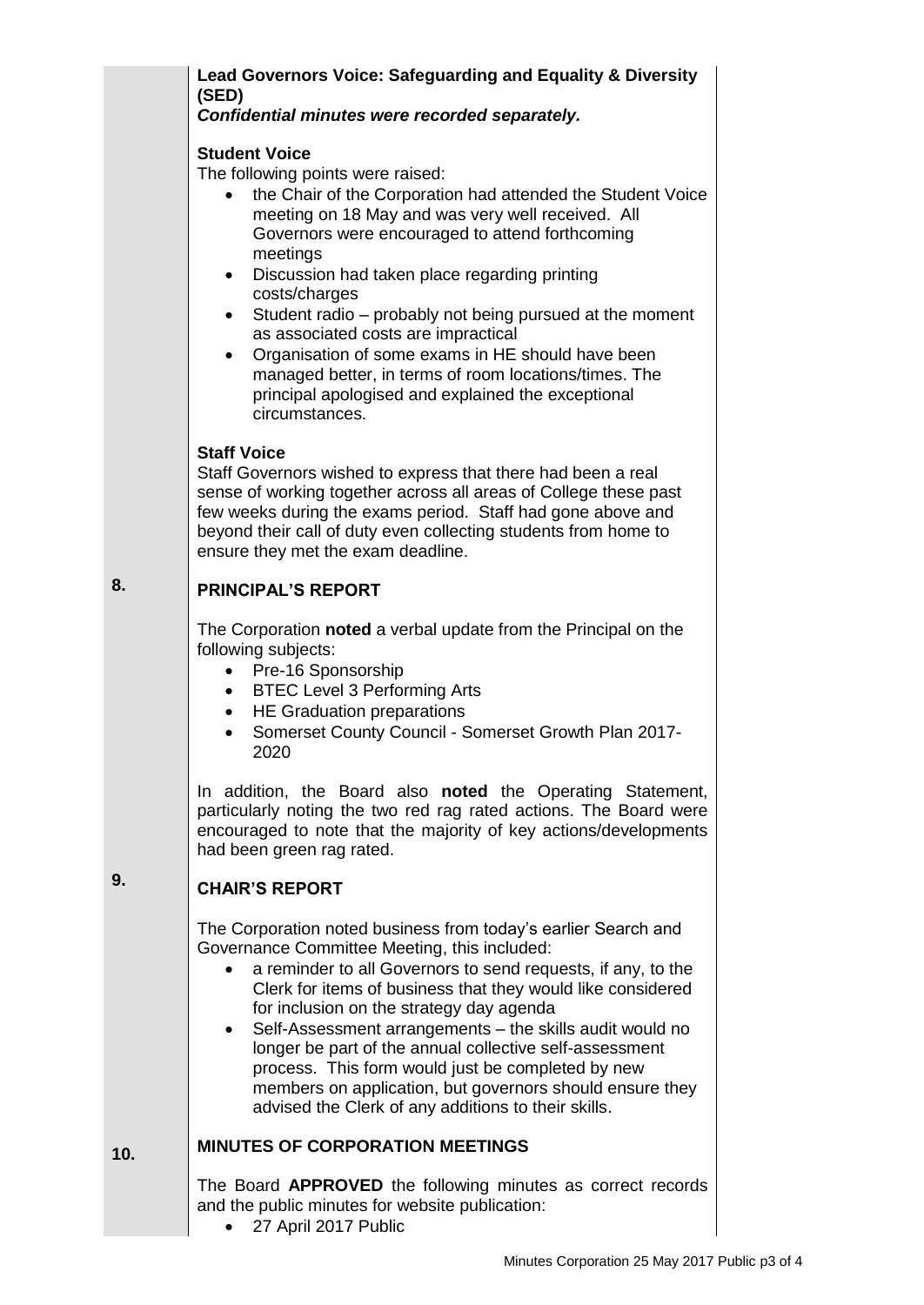**Lead Governors Voice: Safeguarding and Equality & Diversity (SED)**
***Confidential minutes were recorded separately.***

**Student Voice**

The following points were raised:

- the Chair of the Corporation had attended the Student Voice meeting on 18 May and was very well received. All Governors were encouraged to attend forthcoming meetings
- Discussion had taken place regarding printing costs/charges
- Student radio – probably not being pursued at the moment as associated costs are impractical
- Organisation of some exams in HE should have been managed better, in terms of room locations/times. The principal apologised and explained the exceptional circumstances.

**Staff Voice**

Staff Governors wished to express that there had been a real sense of working together across all areas of College these past few weeks during the exams period. Staff had gone above and beyond their call of duty even collecting students from home to ensure they met the exam deadline.

## 8. PRINCIPAL'S REPORT

The Corporation **noted** a verbal update from the Principal on the following subjects:

- Pre-16 Sponsorship
- BTEC Level 3 Performing Arts
- HE Graduation preparations
- Somerset County Council - Somerset Growth Plan 2017-2020

In addition, the Board also **noted** the Operating Statement, particularly noting the two red rag rated actions. The Board were encouraged to note that the majority of key actions/developments had been green rag rated.

## 9. CHAIR'S REPORT

The Corporation noted business from today's earlier Search and Governance Committee Meeting, this included:

- a reminder to all Governors to send requests, if any, to the Clerk for items of business that they would like considered for inclusion on the strategy day agenda
- Self-Assessment arrangements – the skills audit would no longer be part of the annual collective self-assessment process. This form would just be completed by new members on application, but governors should ensure they advised the Clerk of any additions to their skills.

## 10. MINUTES OF CORPORATION MEETINGS

The Board **APPROVED** the following minutes as correct records and the public minutes for website publication:

- 27 April 2017 Public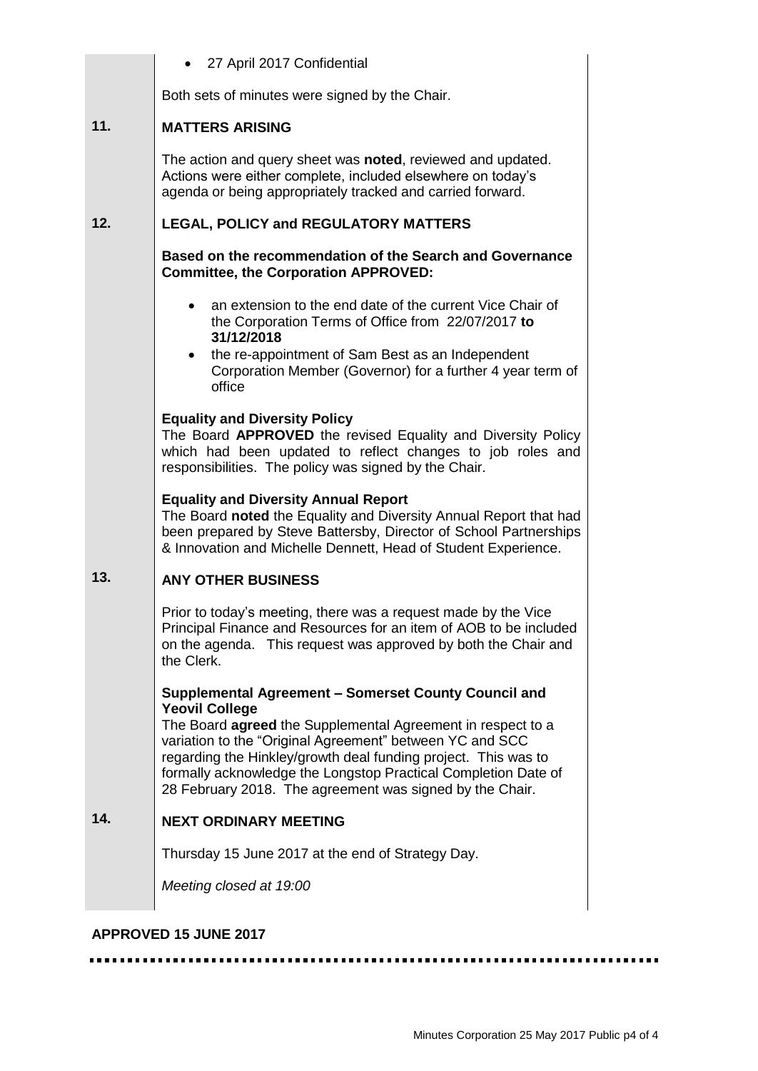- 27 April 2017 Confidential

Both sets of minutes were signed by the Chair.

**11. MATTERS ARISING**

The action and query sheet was **noted**, reviewed and updated. Actions were either complete, included elsewhere on today's agenda or being appropriately tracked and carried forward.

**12. LEGAL, POLICY and REGULATORY MATTERS**

**Based on the recommendation of the Search and Governance Committee, the Corporation APPROVED:**

- an extension to the end date of the current Vice Chair of the Corporation Terms of Office from 22/07/2017 **to 31/12/2018**
- the re-appointment of Sam Best as an Independent Corporation Member (Governor) for a further 4 year term of office

**Equality and Diversity Policy**
The Board **APPROVED** the revised Equality and Diversity Policy which had been updated to reflect changes to job roles and responsibilities. The policy was signed by the Chair.

**Equality and Diversity Annual Report**
The Board **noted** the Equality and Diversity Annual Report that had been prepared by Steve Battersby, Director of School Partnerships & Innovation and Michelle Dennett, Head of Student Experience.

**13. ANY OTHER BUSINESS**

Prior to today's meeting, there was a request made by the Vice Principal Finance and Resources for an item of AOB to be included on the agenda. This request was approved by both the Chair and the Clerk.

**Supplemental Agreement – Somerset County Council and Yeovil College**
The Board **agreed** the Supplemental Agreement in respect to a variation to the "Original Agreement" between YC and SCC regarding the Hinkley/growth deal funding project. This was to formally acknowledge the Longstop Practical Completion Date of 28 February 2018. The agreement was signed by the Chair.

**14. NEXT ORDINARY MEETING**

Thursday 15 June 2017 at the end of Strategy Day.

*Meeting closed at 19:00*

**APPROVED 15 JUNE 2017**